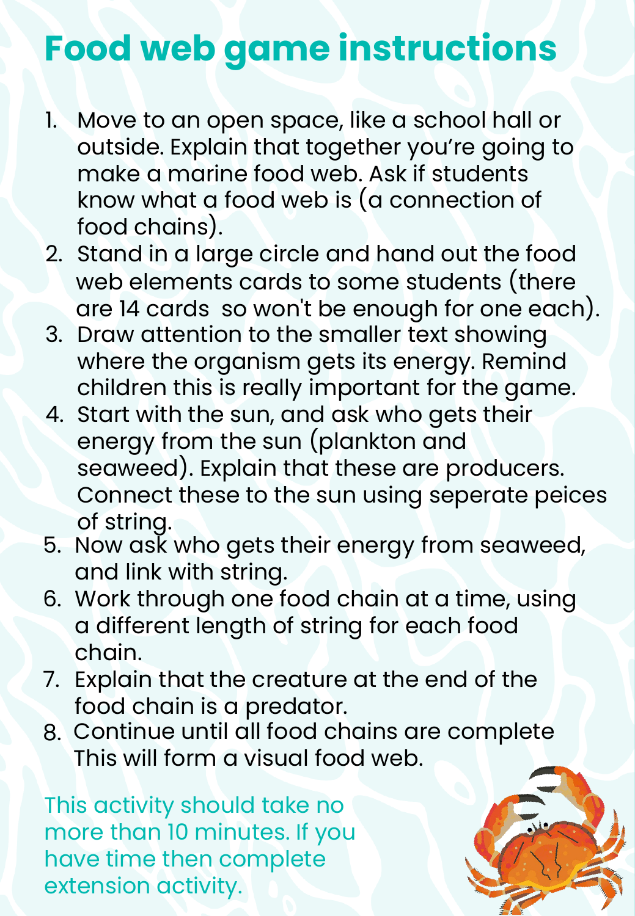# Food web game instructions

1. Move to an open space, like a school hall or outside. Explain that together you're going to make a marine food web. Ask if students know what a food web is (a connection of food chains).
2. Stand in a large circle and hand out the food web elements cards to some students (there are 14 cards  so won't be enough for one each).
3. Draw attention to the smaller text showing where the organism gets its energy. Remind children this is really important for the game.
4. Start with the sun, and ask who gets their energy from the sun (plankton and seaweed). Explain that these are producers. Connect these to the sun using seperate peices of string.
5. Now ask who gets their energy from seaweed, and link with string.
6. Work through one food chain at a time, using a different length of string for each food chain.
7. Explain that the creature at the end of the food chain is a predator.
8. Continue until all food chains are complete This will form a visual food web.

This activity should take no more than 10 minutes. If you have time then complete extension activity.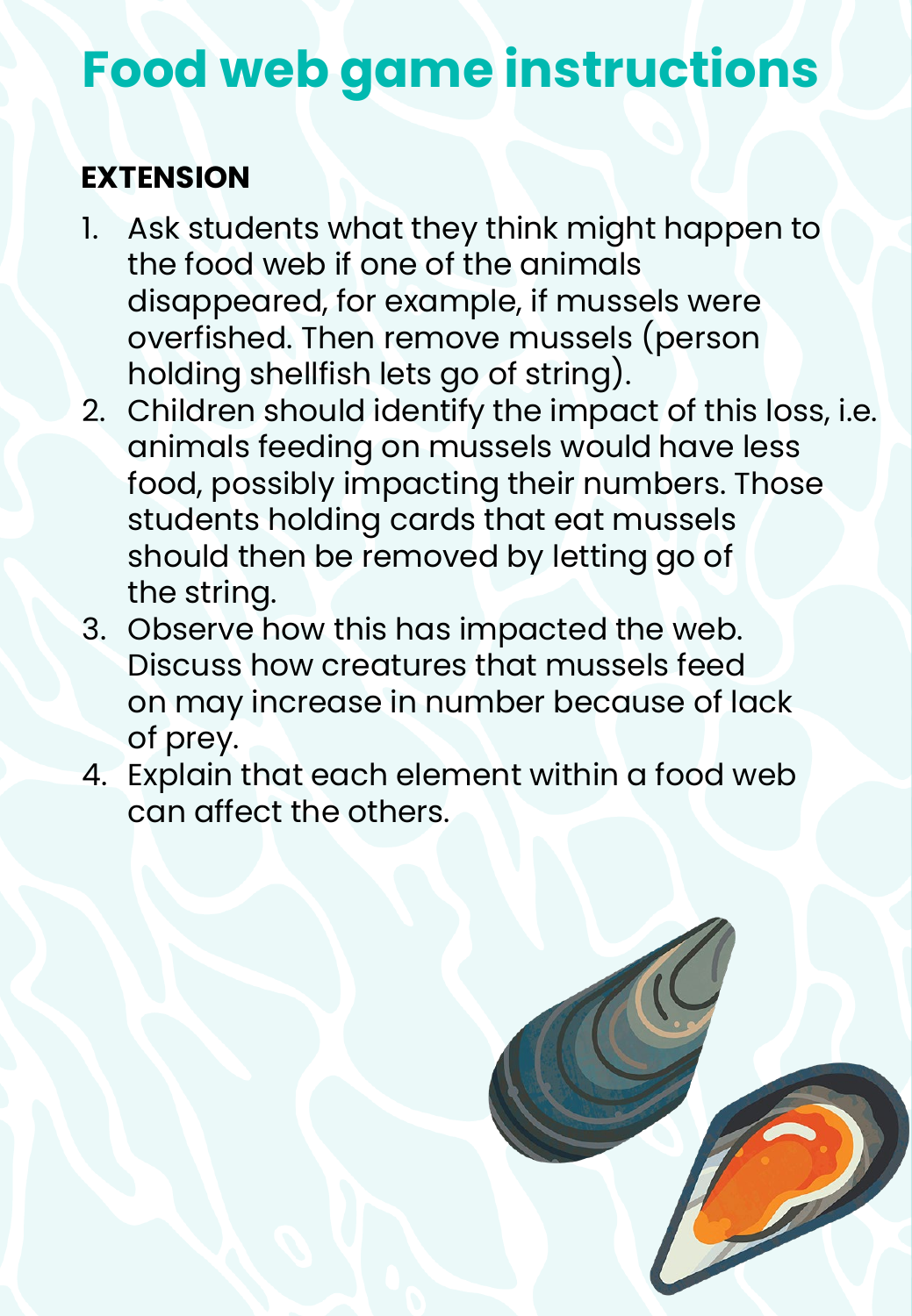# Food web game instructions

**EXTENSION**

1. Ask students what they think might happen to the food web if one of the animals disappeared, for example, if mussels were overfished. Then remove mussels (person holding shellfish lets go of string).
2. Children should identify the impact of this loss, i.e. animals feeding on mussels would have less food, possibly impacting their numbers. Those students holding cards that eat mussels should then be removed by letting go of the string.
3. Observe how this has impacted the web. Discuss how creatures that mussels feed on may increase in number because of lack of prey.
4. Explain that each element within a food web can affect the others.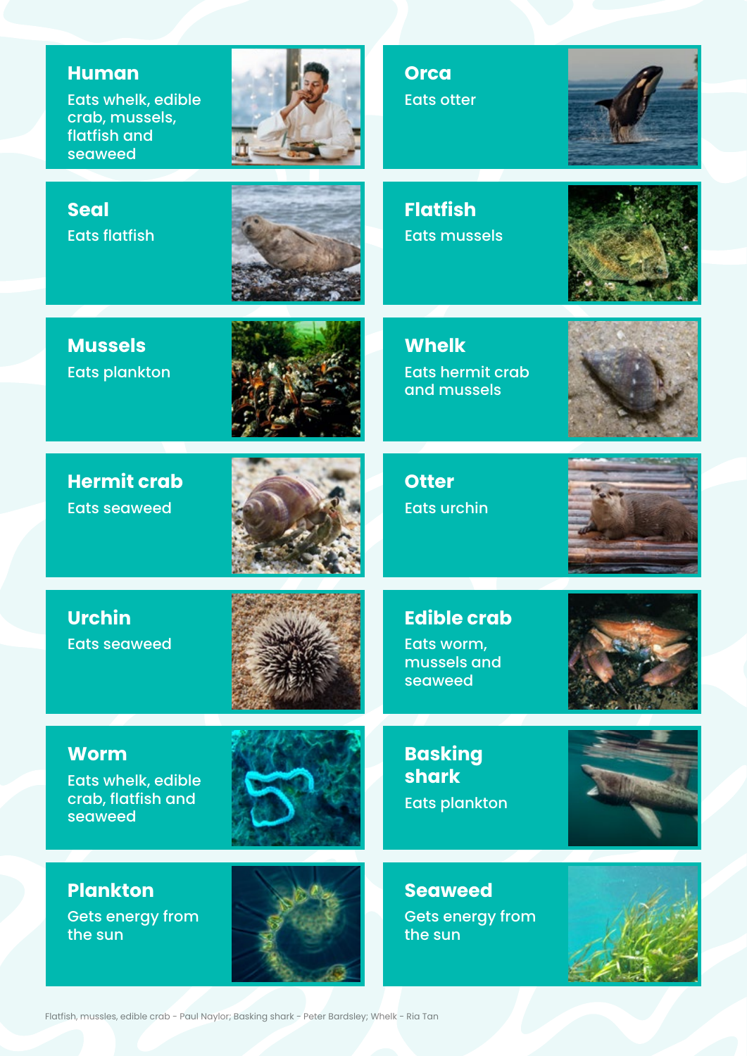## Human

Eats whelk, edible crab, mussels, flatfish and seaweed

## Orca

Eats otter

## Seal

Eats flatfish

## Flatfish

Eats mussels

## Mussels

Eats plankton

## Whelk

Eats hermit crab and mussels

## Hermit crab

Eats seaweed

## Otter

Eats urchin

## Urchin

Eats seaweed

## Edible crab

Eats worm, mussels and seaweed

## Worm

Eats whelk, edible crab, flatfish and seaweed

## Basking shark

Eats plankton

## Plankton

Gets energy from the sun

## Seaweed

Gets energy from the sun

Flatfish, mussles, edible crab - Paul Naylor; Basking shark - Peter Bardsley; Whelk - Ria Tan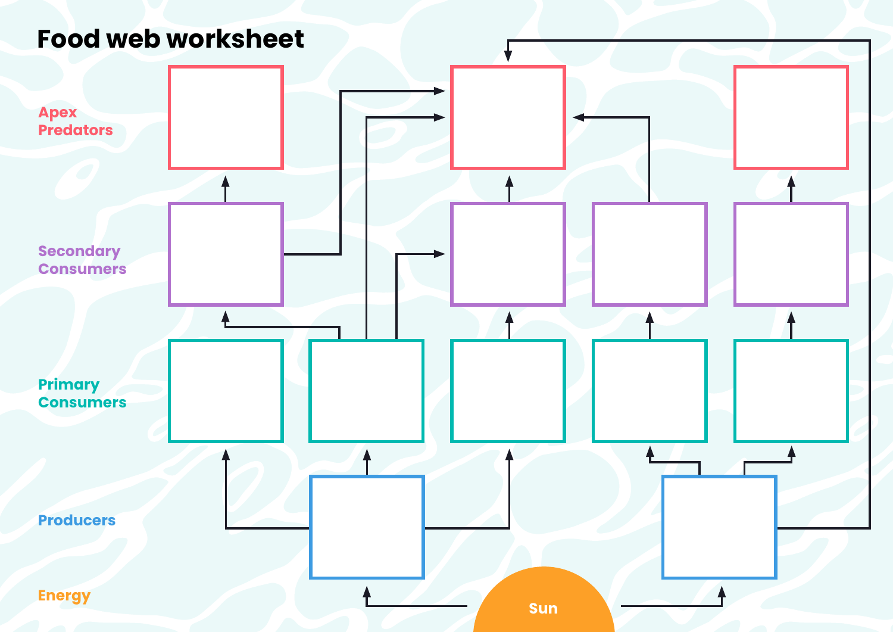# Food web worksheet

Apex Predators

Secondary Consumers

Primary Consumers

Producers

Energy

Sun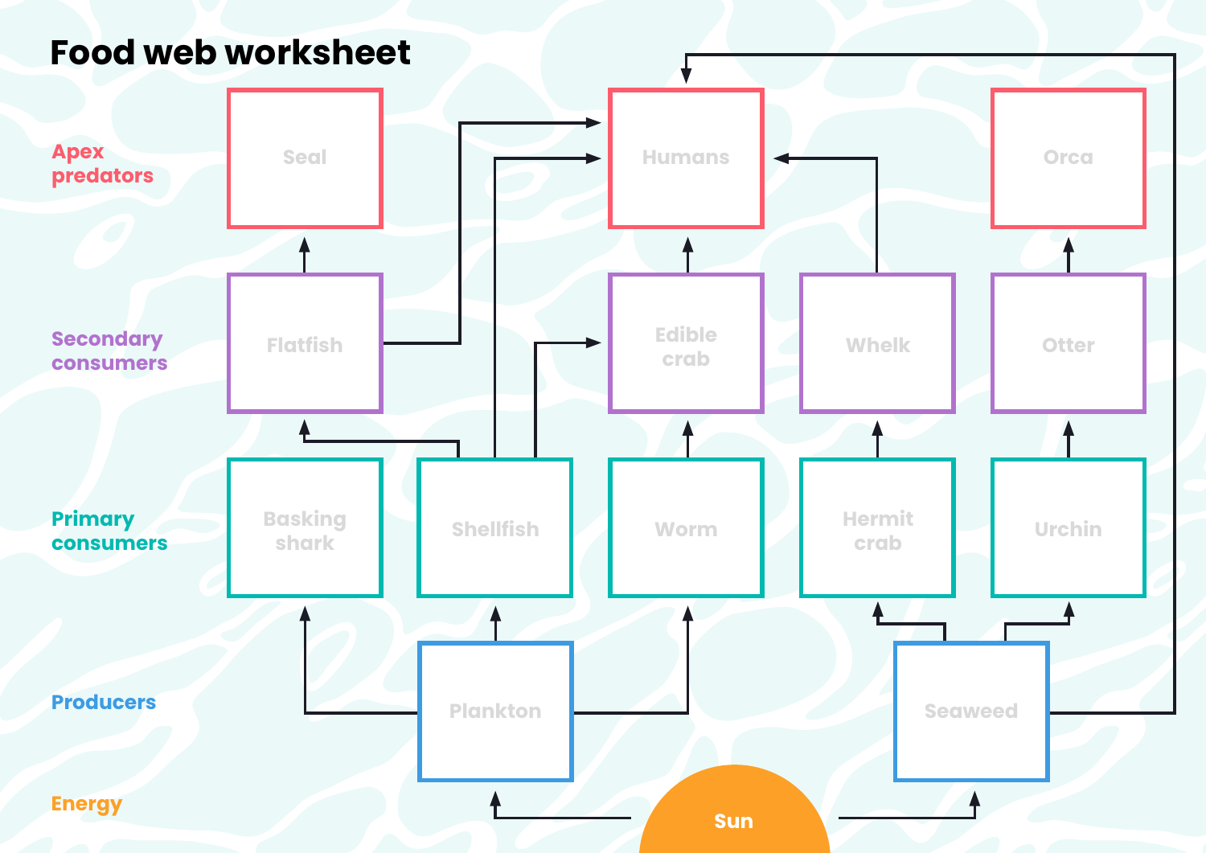# Food web worksheet

Apex predators

Secondary consumers

Primary consumers

Producers

Energy

Seal

Humans

Orca

Flatfish

Edible crab

Whelk

Otter

Basking shark

Shellfish

Worm

Hermit crab

Urchin

Plankton

Seaweed

Sun